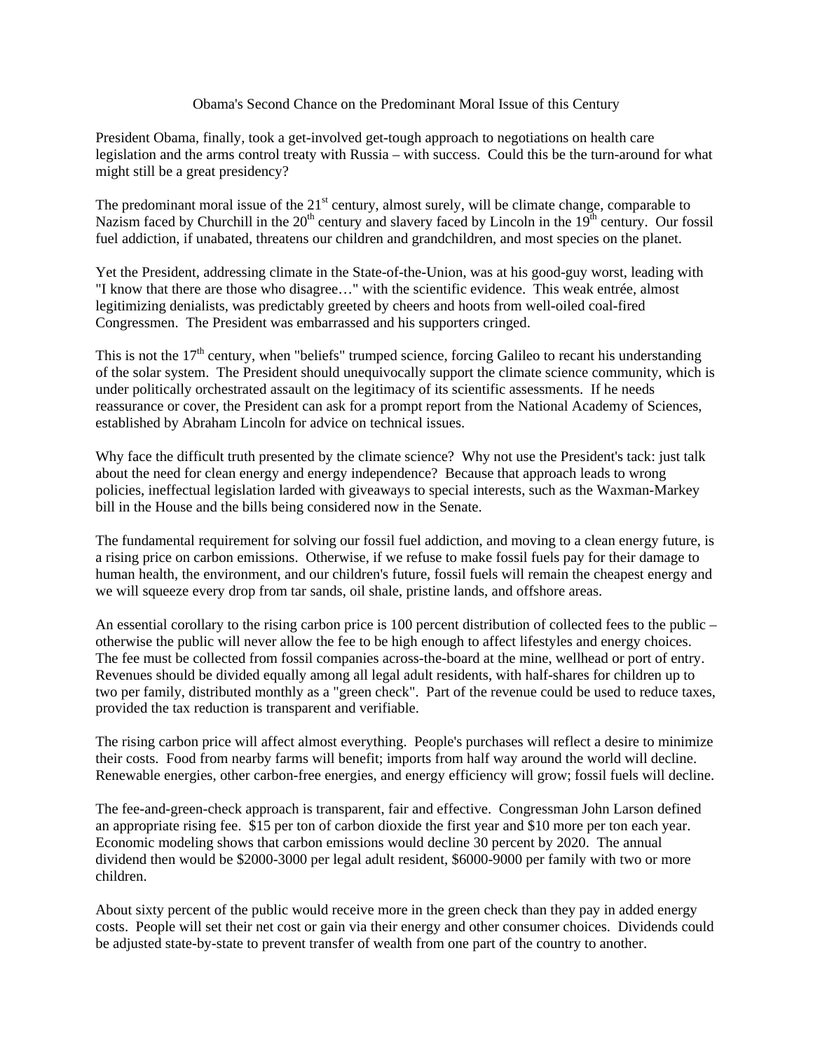# Obama's Second Chance on the Predominant Moral Issue of this Century

President Obama, finally, took a get-involved get-tough approach to negotiations on health care legislation and the arms control treaty with Russia – with success. Could this be the turn-around for what might still be a great presidency?

The predominant moral issue of the 21st century, almost surely, will be climate change, comparable to Nazism faced by Churchill in the 20th century and slavery faced by Lincoln in the 19th century. Our fossil fuel addiction, if unabated, threatens our children and grandchildren, and most species on the planet.

Yet the President, addressing climate in the State-of-the-Union, was at his good-guy worst, leading with "I know that there are those who disagree…" with the scientific evidence. This weak entrée, almost legitimizing denialists, was predictably greeted by cheers and hoots from well-oiled coal-fired Congressmen. The President was embarrassed and his supporters cringed.

This is not the 17th century, when "beliefs" trumped science, forcing Galileo to recant his understanding of the solar system. The President should unequivocally support the climate science community, which is under politically orchestrated assault on the legitimacy of its scientific assessments. If he needs reassurance or cover, the President can ask for a prompt report from the National Academy of Sciences, established by Abraham Lincoln for advice on technical issues.

Why face the difficult truth presented by the climate science? Why not use the President's tack: just talk about the need for clean energy and energy independence? Because that approach leads to wrong policies, ineffectual legislation larded with giveaways to special interests, such as the Waxman-Markey bill in the House and the bills being considered now in the Senate.

The fundamental requirement for solving our fossil fuel addiction, and moving to a clean energy future, is a rising price on carbon emissions. Otherwise, if we refuse to make fossil fuels pay for their damage to human health, the environment, and our children's future, fossil fuels will remain the cheapest energy and we will squeeze every drop from tar sands, oil shale, pristine lands, and offshore areas.

An essential corollary to the rising carbon price is 100 percent distribution of collected fees to the public – otherwise the public will never allow the fee to be high enough to affect lifestyles and energy choices. The fee must be collected from fossil companies across-the-board at the mine, wellhead or port of entry. Revenues should be divided equally among all legal adult residents, with half-shares for children up to two per family, distributed monthly as a "green check". Part of the revenue could be used to reduce taxes, provided the tax reduction is transparent and verifiable.

The rising carbon price will affect almost everything. People's purchases will reflect a desire to minimize their costs. Food from nearby farms will benefit; imports from half way around the world will decline. Renewable energies, other carbon-free energies, and energy efficiency will grow; fossil fuels will decline.

The fee-and-green-check approach is transparent, fair and effective. Congressman John Larson defined an appropriate rising fee. $15 per ton of carbon dioxide the first year and $10 more per ton each year. Economic modeling shows that carbon emissions would decline 30 percent by 2020. The annual dividend then would be $2000-3000 per legal adult resident, $6000-9000 per family with two or more children.

About sixty percent of the public would receive more in the green check than they pay in added energy costs. People will set their net cost or gain via their energy and other consumer choices. Dividends could be adjusted state-by-state to prevent transfer of wealth from one part of the country to another.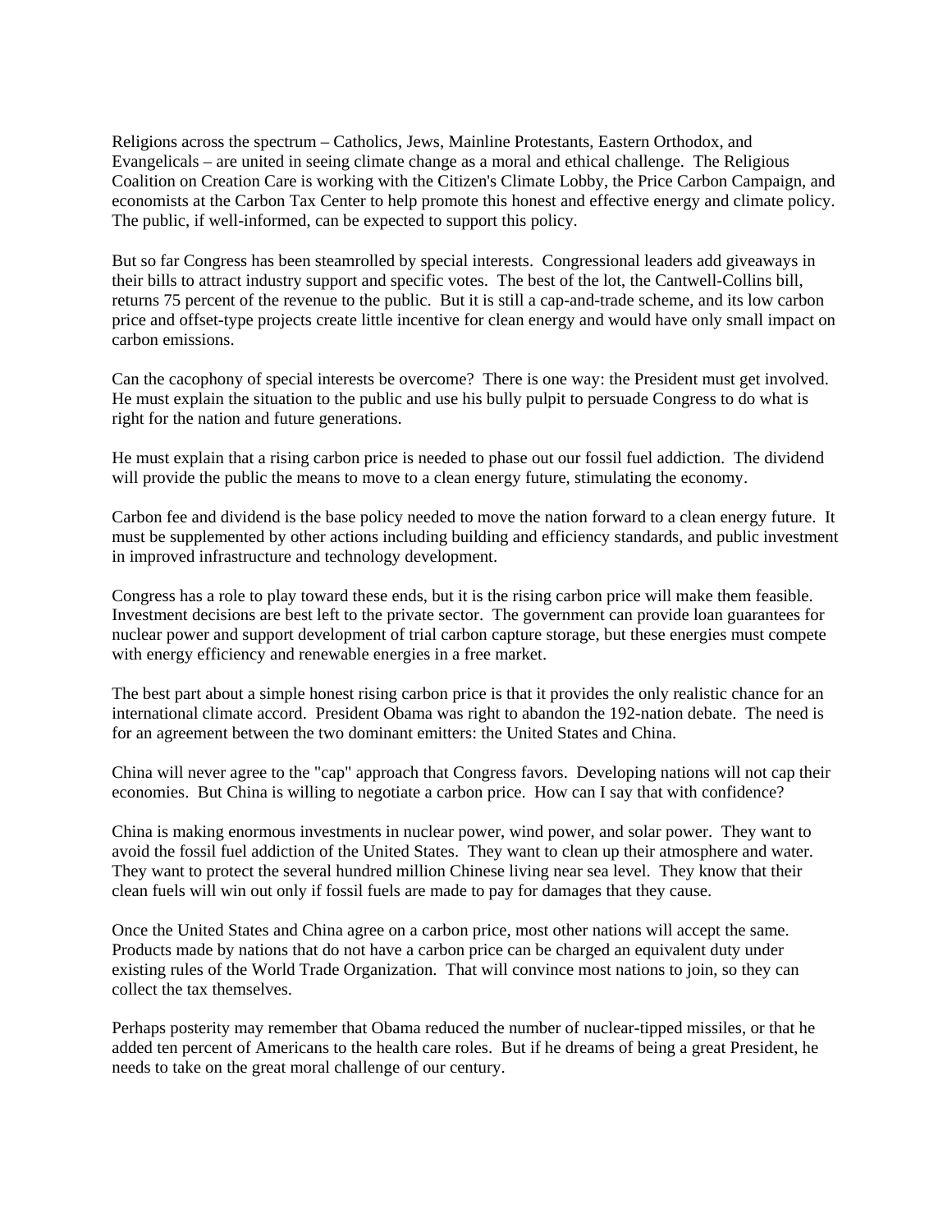Religions across the spectrum – Catholics, Jews, Mainline Protestants, Eastern Orthodox, and Evangelicals – are united in seeing climate change as a moral and ethical challenge. The Religious Coalition on Creation Care is working with the Citizen's Climate Lobby, the Price Carbon Campaign, and economists at the Carbon Tax Center to help promote this honest and effective energy and climate policy. The public, if well-informed, can be expected to support this policy.

But so far Congress has been steamrolled by special interests. Congressional leaders add giveaways in their bills to attract industry support and specific votes. The best of the lot, the Cantwell-Collins bill, returns 75 percent of the revenue to the public. But it is still a cap-and-trade scheme, and its low carbon price and offset-type projects create little incentive for clean energy and would have only small impact on carbon emissions.

Can the cacophony of special interests be overcome? There is one way: the President must get involved. He must explain the situation to the public and use his bully pulpit to persuade Congress to do what is right for the nation and future generations.

He must explain that a rising carbon price is needed to phase out our fossil fuel addiction. The dividend will provide the public the means to move to a clean energy future, stimulating the economy.

Carbon fee and dividend is the base policy needed to move the nation forward to a clean energy future. It must be supplemented by other actions including building and efficiency standards, and public investment in improved infrastructure and technology development.

Congress has a role to play toward these ends, but it is the rising carbon price will make them feasible. Investment decisions are best left to the private sector. The government can provide loan guarantees for nuclear power and support development of trial carbon capture storage, but these energies must compete with energy efficiency and renewable energies in a free market.

The best part about a simple honest rising carbon price is that it provides the only realistic chance for an international climate accord. President Obama was right to abandon the 192-nation debate. The need is for an agreement between the two dominant emitters: the United States and China.

China will never agree to the "cap" approach that Congress favors. Developing nations will not cap their economies. But China is willing to negotiate a carbon price. How can I say that with confidence?

China is making enormous investments in nuclear power, wind power, and solar power. They want to avoid the fossil fuel addiction of the United States. They want to clean up their atmosphere and water. They want to protect the several hundred million Chinese living near sea level. They know that their clean fuels will win out only if fossil fuels are made to pay for damages that they cause.

Once the United States and China agree on a carbon price, most other nations will accept the same. Products made by nations that do not have a carbon price can be charged an equivalent duty under existing rules of the World Trade Organization. That will convince most nations to join, so they can collect the tax themselves.

Perhaps posterity may remember that Obama reduced the number of nuclear-tipped missiles, or that he added ten percent of Americans to the health care roles. But if he dreams of being a great President, he needs to take on the great moral challenge of our century.